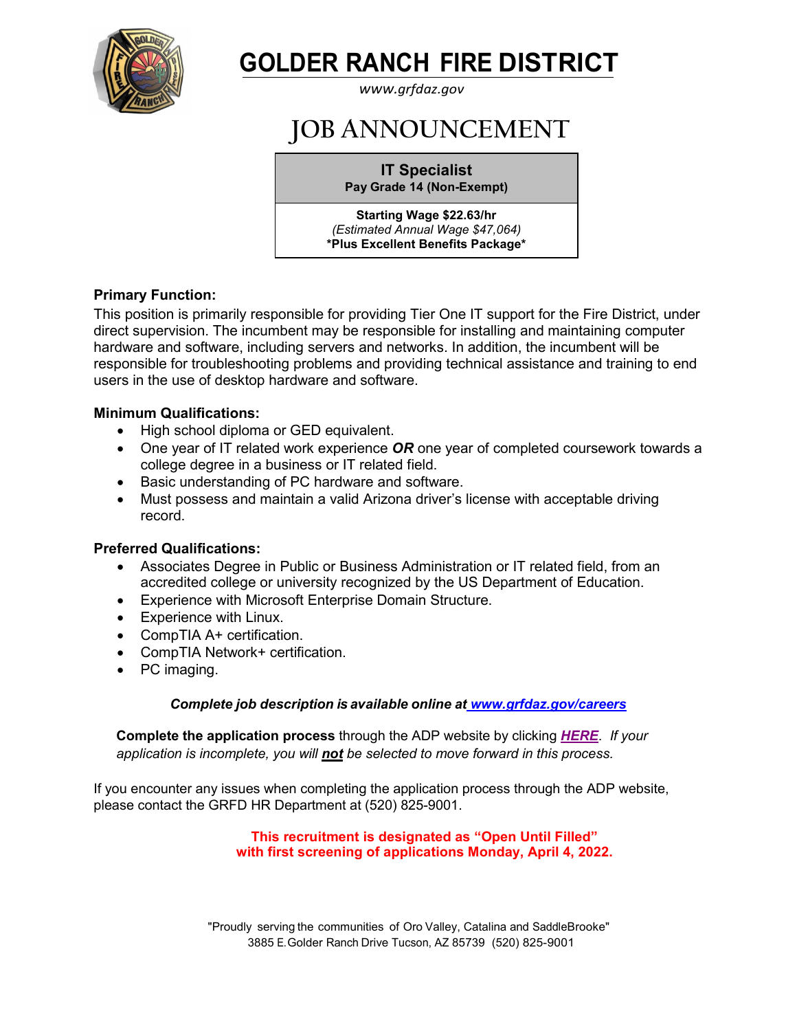# GOLDER RANCH FIRE DISTRICT

*www.grfdaz.gov*

## JOB ANNOUNCEMENT

**IT Specialist**
**Pay Grade 14 (Non-Exempt)**

**Starting Wage $22.63/hr**
*(Estimated Annual Wage $47,064)*
**\*Plus Excellent Benefits Package\***

### Primary Function:

This position is primarily responsible for providing Tier One IT support for the Fire District, under direct supervision. The incumbent may be responsible for installing and maintaining computer hardware and software, including servers and networks. In addition, the incumbent will be responsible for troubleshooting problems and providing technical assistance and training to end users in the use of desktop hardware and software.

### Minimum Qualifications:

- High school diploma or GED equivalent.
- One year of IT related work experience ***OR*** one year of completed coursework towards a college degree in a business or IT related field.
- Basic understanding of PC hardware and software.
- Must possess and maintain a valid Arizona driver's license with acceptable driving record.

### Preferred Qualifications:

- Associates Degree in Public or Business Administration or IT related field, from an accredited college or university recognized by the US Department of Education.
- Experience with Microsoft Enterprise Domain Structure.
- Experience with Linux.
- CompTIA A+ certification.
- CompTIA Network+ certification.
- PC imaging.

***Complete job description is available online at www.grfdaz.gov/careers***

**Complete the application process** through the ADP website by clicking ***HERE***. *If your application is incomplete, you will **not** be selected to move forward in this process.*

If you encounter any issues when completing the application process through the ADP website, please contact the GRFD HR Department at (520) 825-9001.

**This recruitment is designated as "Open Until Filled" with first screening of applications Monday, April 4, 2022.**

"Proudly serving the communities of Oro Valley, Catalina and SaddleBrooke"
3885 E. Golder Ranch Drive Tucson, AZ 85739 (520) 825-9001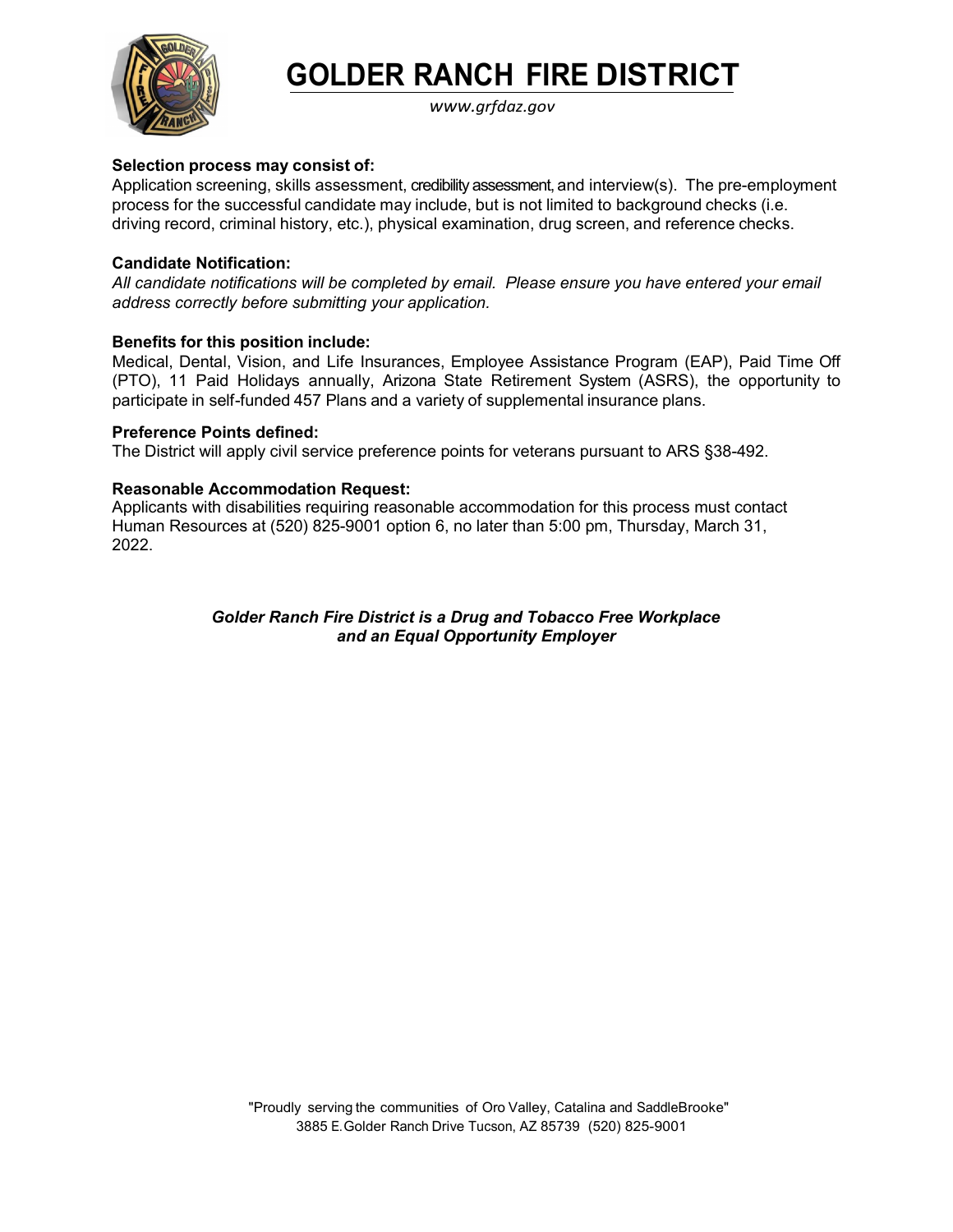# GOLDER RANCH FIRE DISTRICT

*www.grfdaz.gov*

**Selection process may consist of:**
Application screening, skills assessment, credibility assessment, and interview(s). The pre-employment process for the successful candidate may include, but is not limited to background checks (i.e. driving record, criminal history, etc.), physical examination, drug screen, and reference checks.

**Candidate Notification:**
*All candidate notifications will be completed by email. Please ensure you have entered your email address correctly before submitting your application.*

**Benefits for this position include:**
Medical, Dental, Vision, and Life Insurances, Employee Assistance Program (EAP), Paid Time Off (PTO), 11 Paid Holidays annually, Arizona State Retirement System (ASRS), the opportunity to participate in self-funded 457 Plans and a variety of supplemental insurance plans.

**Preference Points defined:**
The District will apply civil service preference points for veterans pursuant to ARS §38-492.

**Reasonable Accommodation Request:**
Applicants with disabilities requiring reasonable accommodation for this process must contact Human Resources at (520) 825-9001 option 6, no later than 5:00 pm, Thursday, March 31, 2022.

***Golder Ranch Fire District is a Drug and Tobacco Free Workplace and an Equal Opportunity Employer***

"Proudly serving the communities of Oro Valley, Catalina and SaddleBrooke"
3885 E. Golder Ranch Drive Tucson, AZ 85739 (520) 825-9001